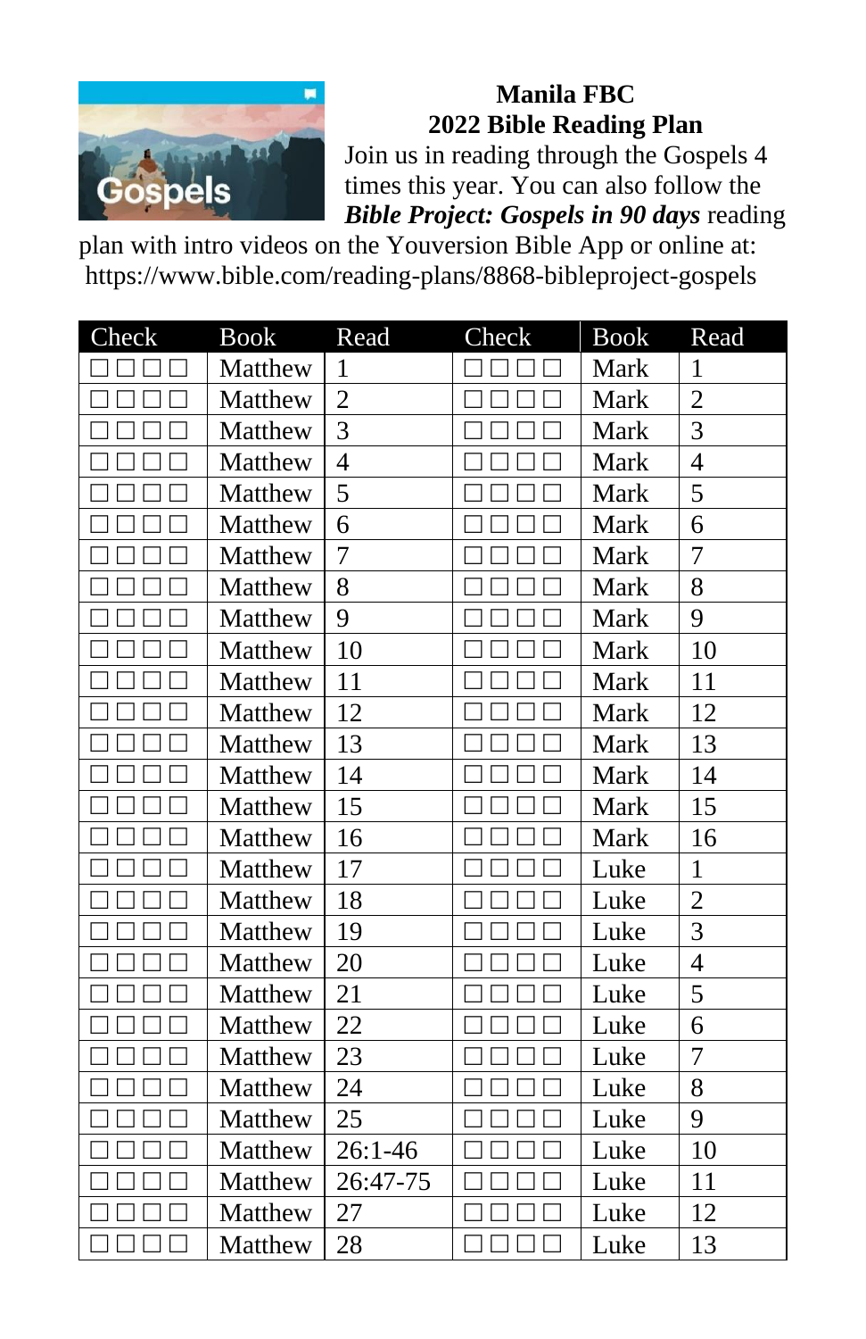# Manila FBC
## 2022 Bible Reading Plan

Join us in reading through the Gospels 4 times this year. You can also follow the ***Bible Project: Gospels in 90 days*** reading plan with intro videos on the Youversion Bible App or online at: https://www.bible.com/reading-plans/8868-bibleproject-gospels

| Check | Book | Read | Check | Book | Read |
|---|---|---|---|---|---|
| ☐ ☐ ☐ ☐ | Matthew | 1 | ☐ ☐ ☐ ☐ | Mark | 1 |
| ☐ ☐ ☐ ☐ | Matthew | 2 | ☐ ☐ ☐ ☐ | Mark | 2 |
| ☐ ☐ ☐ ☐ | Matthew | 3 | ☐ ☐ ☐ ☐ | Mark | 3 |
| ☐ ☐ ☐ ☐ | Matthew | 4 | ☐ ☐ ☐ ☐ | Mark | 4 |
| ☐ ☐ ☐ ☐ | Matthew | 5 | ☐ ☐ ☐ ☐ | Mark | 5 |
| ☐ ☐ ☐ ☐ | Matthew | 6 | ☐ ☐ ☐ ☐ | Mark | 6 |
| ☐ ☐ ☐ ☐ | Matthew | 7 | ☐ ☐ ☐ ☐ | Mark | 7 |
| ☐ ☐ ☐ ☐ | Matthew | 8 | ☐ ☐ ☐ ☐ | Mark | 8 |
| ☐ ☐ ☐ ☐ | Matthew | 9 | ☐ ☐ ☐ ☐ | Mark | 9 |
| ☐ ☐ ☐ ☐ | Matthew | 10 | ☐ ☐ ☐ ☐ | Mark | 10 |
| ☐ ☐ ☐ ☐ | Matthew | 11 | ☐ ☐ ☐ ☐ | Mark | 11 |
| ☐ ☐ ☐ ☐ | Matthew | 12 | ☐ ☐ ☐ ☐ | Mark | 12 |
| ☐ ☐ ☐ ☐ | Matthew | 13 | ☐ ☐ ☐ ☐ | Mark | 13 |
| ☐ ☐ ☐ ☐ | Matthew | 14 | ☐ ☐ ☐ ☐ | Mark | 14 |
| ☐ ☐ ☐ ☐ | Matthew | 15 | ☐ ☐ ☐ ☐ | Mark | 15 |
| ☐ ☐ ☐ ☐ | Matthew | 16 | ☐ ☐ ☐ ☐ | Mark | 16 |
| ☐ ☐ ☐ ☐ | Matthew | 17 | ☐ ☐ ☐ ☐ | Luke | 1 |
| ☐ ☐ ☐ ☐ | Matthew | 18 | ☐ ☐ ☐ ☐ | Luke | 2 |
| ☐ ☐ ☐ ☐ | Matthew | 19 | ☐ ☐ ☐ ☐ | Luke | 3 |
| ☐ ☐ ☐ ☐ | Matthew | 20 | ☐ ☐ ☐ ☐ | Luke | 4 |
| ☐ ☐ ☐ ☐ | Matthew | 21 | ☐ ☐ ☐ ☐ | Luke | 5 |
| ☐ ☐ ☐ ☐ | Matthew | 22 | ☐ ☐ ☐ ☐ | Luke | 6 |
| ☐ ☐ ☐ ☐ | Matthew | 23 | ☐ ☐ ☐ ☐ | Luke | 7 |
| ☐ ☐ ☐ ☐ | Matthew | 24 | ☐ ☐ ☐ ☐ | Luke | 8 |
| ☐ ☐ ☐ ☐ | Matthew | 25 | ☐ ☐ ☐ ☐ | Luke | 9 |
| ☐ ☐ ☐ ☐ | Matthew | 26:1-46 | ☐ ☐ ☐ ☐ | Luke | 10 |
| ☐ ☐ ☐ ☐ | Matthew | 26:47-75 | ☐ ☐ ☐ ☐ | Luke | 11 |
| ☐ ☐ ☐ ☐ | Matthew | 27 | ☐ ☐ ☐ ☐ | Luke | 12 |
| ☐ ☐ ☐ ☐ | Matthew | 28 | ☐ ☐ ☐ ☐ | Luke | 13 |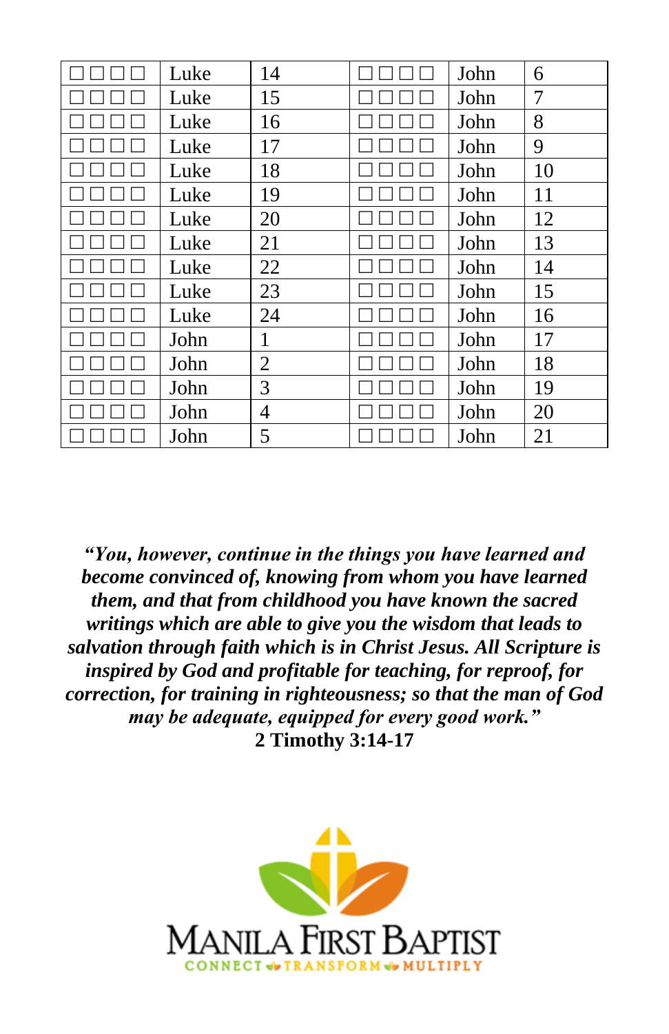| | | | | | |
|---|---|---|---|---|---|
| ☐☐☐☐ | Luke | 14 | ☐☐☐☐ | John | 6 |
| ☐☐☐☐ | Luke | 15 | ☐☐☐☐ | John | 7 |
| ☐☐☐☐ | Luke | 16 | ☐☐☐☐ | John | 8 |
| ☐☐☐☐ | Luke | 17 | ☐☐☐☐ | John | 9 |
| ☐☐☐☐ | Luke | 18 | ☐☐☐☐ | John | 10 |
| ☐☐☐☐ | Luke | 19 | ☐☐☐☐ | John | 11 |
| ☐☐☐☐ | Luke | 20 | ☐☐☐☐ | John | 12 |
| ☐☐☐☐ | Luke | 21 | ☐☐☐☐ | John | 13 |
| ☐☐☐☐ | Luke | 22 | ☐☐☐☐ | John | 14 |
| ☐☐☐☐ | Luke | 23 | ☐☐☐☐ | John | 15 |
| ☐☐☐☐ | Luke | 24 | ☐☐☐☐ | John | 16 |
| ☐☐☐☐ | John | 1 | ☐☐☐☐ | John | 17 |
| ☐☐☐☐ | John | 2 | ☐☐☐☐ | John | 18 |
| ☐☐☐☐ | John | 3 | ☐☐☐☐ | John | 19 |
| ☐☐☐☐ | John | 4 | ☐☐☐☐ | John | 20 |
| ☐☐☐☐ | John | 5 | ☐☐☐☐ | John | 21 |

***"You, however, continue in the things you have learned and become convinced of, knowing from whom you have learned them, and that from childhood you have known the sacred writings which are able to give you the wisdom that leads to salvation through faith which is in Christ Jesus. All Scripture is inspired by God and profitable for teaching, for reproof, for correction, for training in righteousness; so that the man of God may be adequate, equipped for every good work."***

**2 Timothy 3:14-17**

MANILA FIRST BAPTIST

CONNECT TRANSFORM MULTIPLY